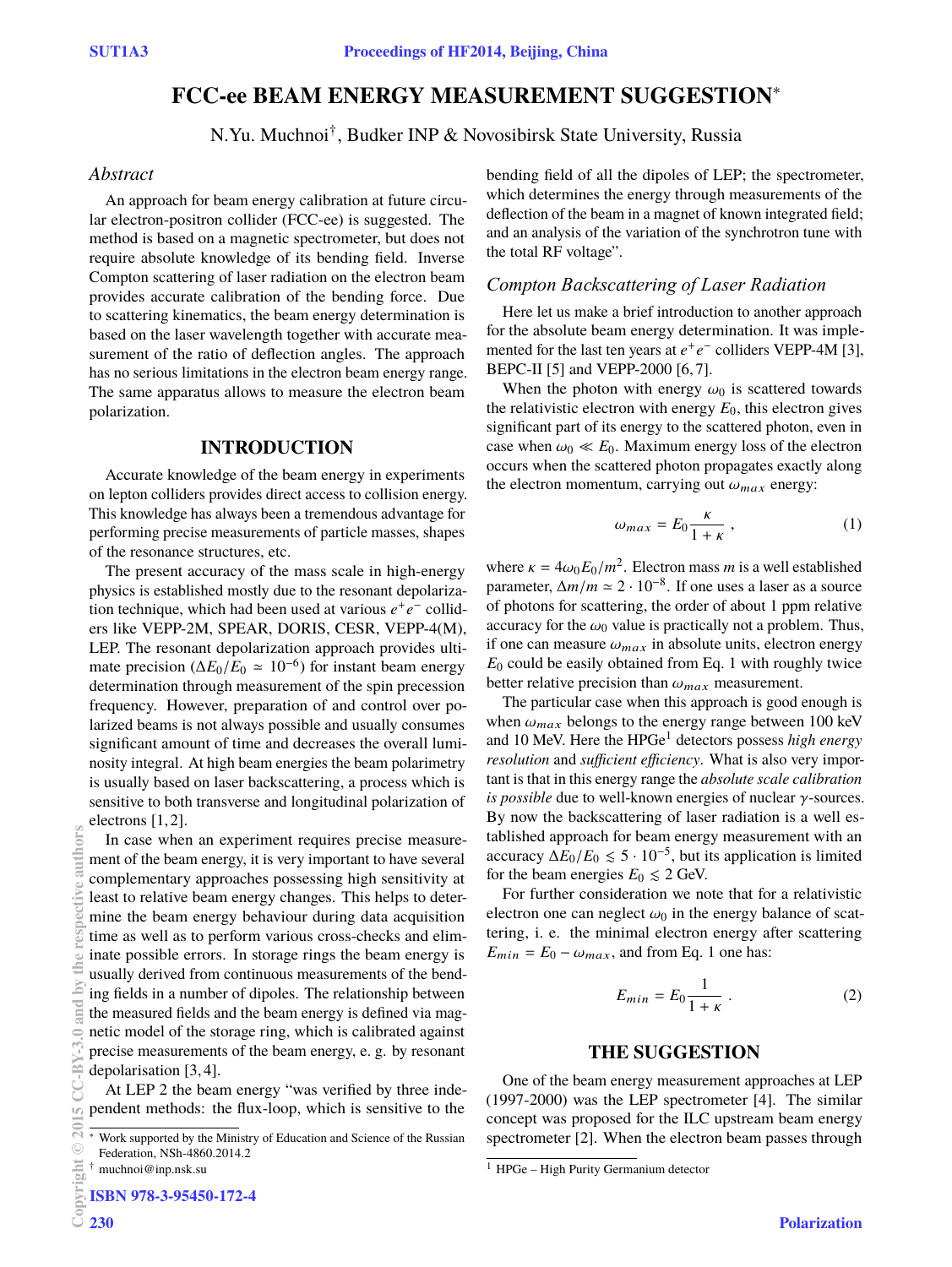# FCC-ee BEAM ENERGY MEASUREMENT SUGGESTION*

N.Yu. Muchnoi†, Budker INP & Novosibirsk State University, Russia

## Abstract

An approach for beam energy calibration at future circular electron-positron collider (FCC-ee) is suggested. The method is based on a magnetic spectrometer, but does not require absolute knowledge of its bending field. Inverse Compton scattering of laser radiation on the electron beam provides accurate calibration of the bending force. Due to scattering kinematics, the beam energy determination is based on the laser wavelength together with accurate measurement of the ratio of deflection angles. The approach has no serious limitations in the electron beam energy range. The same apparatus allows to measure the electron beam polarization.

## INTRODUCTION

Accurate knowledge of the beam energy in experiments on lepton colliders provides direct access to collision energy. This knowledge has always been a tremendous advantage for performing precise measurements of particle masses, shapes of the resonance structures, etc.

The present accuracy of the mass scale in high-energy physics is established mostly due to the resonant depolarization technique, which had been used at various $e^+e^-$ colliders like VEPP-2M, SPEAR, DORIS, CESR, VEPP-4(M), LEP. The resonant depolarization approach provides ultimate precision ($\Delta E_0/E_0 \simeq 10^{-6}$) for instant beam energy determination through measurement of the spin precession frequency. However, preparation of and control over polarized beams is not always possible and usually consumes significant amount of time and decreases the overall luminosity integral. At high beam energies the beam polarimetry is usually based on laser backscattering, a process which is sensitive to both transverse and longitudinal polarization of electrons [1, 2].

In case when an experiment requires precise measurement of the beam energy, it is very important to have several complementary approaches possessing high sensitivity at least to relative beam energy changes. This helps to determine the beam energy behaviour during data acquisition time as well as to perform various cross-checks and eliminate possible errors. In storage rings the beam energy is usually derived from continuous measurements of the bending fields in a number of dipoles. The relationship between the measured fields and the beam energy is defined via magnetic model of the storage ring, which is calibrated against precise measurements of the beam energy, e. g. by resonant depolarisation [3, 4].

At LEP 2 the beam energy "was verified by three independent methods: the flux-loop, which is sensitive to the bending field of all the dipoles of LEP; the spectrometer, which determines the energy through measurements of the deflection of the beam in a magnet of known integrated field; and an analysis of the variation of the synchrotron tune with the total RF voltage".

### Compton Backscattering of Laser Radiation

Here let us make a brief introduction to another approach for the absolute beam energy determination. It was implemented for the last ten years at $e^+e^-$ colliders VEPP-4M [3], BEPC-II [5] and VEPP-2000 [6, 7].

When the photon with energy $\omega_0$ is scattered towards the relativistic electron with energy $E_0$, this electron gives significant part of its energy to the scattered photon, even in case when $\omega_0 \ll E_0$. Maximum energy loss of the electron occurs when the scattered photon propagates exactly along the electron momentum, carrying out $\omega_{max}$ energy:

$$\omega_{max} = E_0 \frac{\kappa}{1+\kappa}\,, \tag{1}$$

where $\kappa = 4\omega_0 E_0/m^2$. Electron mass $m$ is a well established parameter, $\Delta m/m \simeq 2 \cdot 10^{-8}$. If one uses a laser as a source of photons for scattering, the order of about 1 ppm relative accuracy for the $\omega_0$ value is practically not a problem. Thus, if one can measure $\omega_{max}$ in absolute units, electron energy $E_0$ could be easily obtained from Eq. 1 with roughly twice better relative precision than $\omega_{max}$ measurement.

The particular case when this approach is good enough is when $\omega_{max}$ belongs to the energy range between 100 keV and 10 MeV. Here the HPGe[1] detectors possess *high energy resolution* and *sufficient efficiency*. What is also very important is that in this energy range the *absolute scale calibration is possible* due to well-known energies of nuclear $\gamma$-sources. By now the backscattering of laser radiation is a well established approach for beam energy measurement with an accuracy $\Delta E_0/E_0 \lesssim 5 \cdot 10^{-5}$, but its application is limited for the beam energies $E_0 \lesssim 2$ GeV.

For further consideration we note that for a relativistic electron one can neglect $\omega_0$ in the energy balance of scattering, i. e. the minimal electron energy after scattering $E_{min} = E_0 - \omega_{max}$, and from Eq. 1 one has:

$$E_{min} = E_0 \frac{1}{1+\kappa}\,. \tag{2}$$

## THE SUGGESTION

One of the beam energy measurement approaches at LEP (1997-2000) was the LEP spectrometer [4]. The similar concept was proposed for the ILC upstream beam energy spectrometer [2]. When the electron beam passes through

---

* Work supported by the Ministry of Education and Science of the Russian Federation, NSh-4860.2014.2

† muchnoi@inp.nsk.su

[1] HPGe – High Purity Germanium detector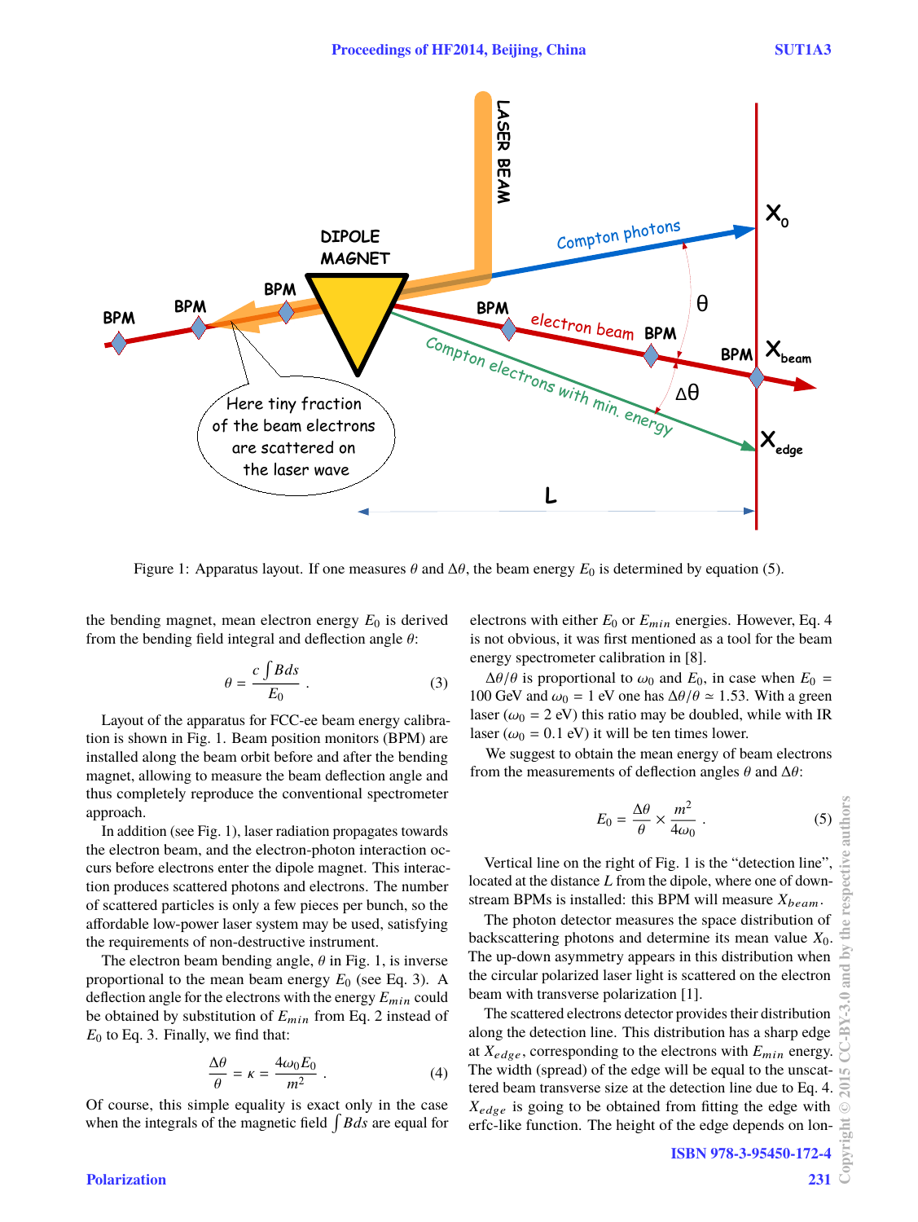Figure 1: Apparatus layout. If one measures $\theta$ and $\Delta\theta$, the beam energy $E_0$ is determined by equation (5).

the bending magnet, mean electron energy $E_0$ is derived from the bending field integral and deflection angle $\theta$:

$$\theta = \frac{c \int B ds}{E_0} . \tag{3}$$

Layout of the apparatus for FCC-ee beam energy calibration is shown in Fig. 1. Beam position monitors (BPM) are installed along the beam orbit before and after the bending magnet, allowing to measure the beam deflection angle and thus completely reproduce the conventional spectrometer approach.

In addition (see Fig. 1), laser radiation propagates towards the electron beam, and the electron-photon interaction occurs before electrons enter the dipole magnet. This interaction produces scattered photons and electrons. The number of scattered particles is only a few pieces per bunch, so the affordable low-power laser system may be used, satisfying the requirements of non-destructive instrument.

The electron beam bending angle, $\theta$ in Fig. 1, is inverse proportional to the mean beam energy $E_0$ (see Eq. 3). A deflection angle for the electrons with the energy $E_{min}$ could be obtained by substitution of $E_{min}$ from Eq. 2 instead of $E_0$ to Eq. 3. Finally, we find that:

$$\frac{\Delta\theta}{\theta} = \kappa = \frac{4\omega_0 E_0}{m^2} . \tag{4}$$

Of course, this simple equality is exact only in the case when the integrals of the magnetic field $\int B ds$ are equal for electrons with either $E_0$ or $E_{min}$ energies. However, Eq. 4 is not obvious, it was first mentioned as a tool for the beam energy spectrometer calibration in [8].

$\Delta\theta/\theta$ is proportional to $\omega_0$ and $E_0$, in case when $E_0$ = 100 GeV and $\omega_0$ = 1 eV one has $\Delta\theta/\theta \simeq 1.53$. With a green laser ($\omega_0$ = 2 eV) this ratio may be doubled, while with IR laser ($\omega_0$ = 0.1 eV) it will be ten times lower.

We suggest to obtain the mean energy of beam electrons from the measurements of deflection angles $\theta$ and $\Delta\theta$:

$$E_0 = \frac{\Delta\theta}{\theta} \times \frac{m^2}{4\omega_0} . \tag{5}$$

Vertical line on the right of Fig. 1 is the "detection line", located at the distance $L$ from the dipole, where one of downstream BPMs is installed: this BPM will measure $X_{beam}$.

The photon detector measures the space distribution of backscattering photons and determine its mean value $X_0$. The up-down asymmetry appears in this distribution when the circular polarized laser light is scattered on the electron beam with transverse polarization [1].

The scattered electrons detector provides their distribution along the detection line. This distribution has a sharp edge at $X_{edge}$, corresponding to the electrons with $E_{min}$ energy. The width (spread) of the edge will be equal to the unscattered beam transverse size at the detection line due to Eq. 4. $X_{edge}$ is going to be obtained from fitting the edge with erfc-like function. The height of the edge depends on lon-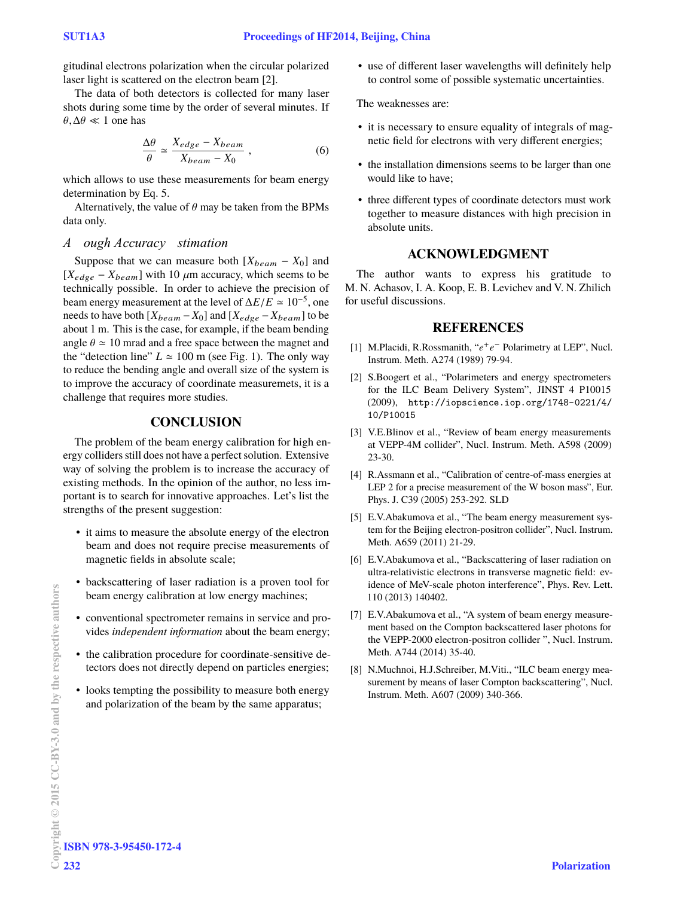gitudinal electrons polarization when the circular polarized laser light is scattered on the electron beam [2].

The data of both detectors is collected for many laser shots during some time by the order of several minutes. If $\theta, \Delta\theta \ll 1$ one has

$$\frac{\Delta\theta}{\theta} \simeq \frac{X_{edge} - X_{beam}}{X_{beam} - X_0} , \qquad (6)$$

which allows to use these measurements for beam energy determination by Eq. 5.

Alternatively, the value of $\theta$ may be taken from the BPMs data only.

### *A ough Accuracy stimation*

Suppose that we can measure both $[X_{beam} - X_0]$ and $[X_{edge} - X_{beam}]$ with 10 $\mu$m accuracy, which seems to be technically possible. In order to achieve the precision of beam energy measurement at the level of $\Delta E/E \simeq 10^{-5}$, one needs to have both $[X_{beam} - X_0]$ and $[X_{edge} - X_{beam}]$ to be about 1 m. This is the case, for example, if the beam bending angle $\theta \simeq 10$ mrad and a free space between the magnet and the "detection line" $L \simeq 100$ m (see Fig. 1). The only way to reduce the bending angle and overall size of the system is to improve the accuracy of coordinate measuremets, it is a challenge that requires more studies.

## CONCLUSION

The problem of the beam energy calibration for high energy colliders still does not have a perfect solution. Extensive way of solving the problem is to increase the accuracy of existing methods. In the opinion of the author, no less important is to search for innovative approaches. Let's list the strengths of the present suggestion:

- it aims to measure the absolute energy of the electron beam and does not require precise measurements of magnetic fields in absolute scale;
- backscattering of laser radiation is a proven tool for beam energy calibration at low energy machines;
- conventional spectrometer remains in service and provides *independent information* about the beam energy;
- the calibration procedure for coordinate-sensitive detectors does not directly depend on particles energies;
- looks tempting the possibility to measure both energy and polarization of the beam by the same apparatus;
- use of different laser wavelengths will definitely help to control some of possible systematic uncertainties.

The weaknesses are:

- it is necessary to ensure equality of integrals of magnetic field for electrons with very different energies;
- the installation dimensions seems to be larger than one would like to have;
- three different types of coordinate detectors must work together to measure distances with high precision in absolute units.

## ACKNOWLEDGMENT

The author wants to express his gratitude to M. N. Achasov, I. A. Koop, E. B. Levichev and V. N. Zhilich for useful discussions.

## REFERENCES

[1] M.Placidi, R.Rossmanith, "$e^+e^-$ Polarimetry at LEP", Nucl. Instrum. Meth. A274 (1989) 79-94.

[2] S.Boogert et al., "Polarimeters and energy spectrometers for the ILC Beam Delivery System", JINST 4 P10015 (2009), http://iopscience.iop.org/1748-0221/4/10/P10015

[3] V.E.Blinov et al., "Review of beam energy measurements at VEPP-4M collider", Nucl. Instrum. Meth. A598 (2009) 23-30.

[4] R.Assmann et al., "Calibration of centre-of-mass energies at LEP 2 for a precise measurement of the W boson mass", Eur. Phys. J. C39 (2005) 253-292. SLD

[5] E.V.Abakumova et al., "The beam energy measurement system for the Beijing electron-positron collider", Nucl. Instrum. Meth. A659 (2011) 21-29.

[6] E.V.Abakumova et al., "Backscattering of laser radiation on ultra-relativistic electrons in transverse magnetic field: evidence of MeV-scale photon interference", Phys. Rev. Lett. 110 (2013) 140402.

[7] E.V.Abakumova et al., "A system of beam energy measurement based on the Compton backscattered laser photons for the VEPP-2000 electron-positron collider ", Nucl. Instrum. Meth. A744 (2014) 35-40.

[8] N.Muchnoi, H.J.Schreiber, M.Viti., "ILC beam energy measurement by means of laser Compton backscattering", Nucl. Instrum. Meth. A607 (2009) 340-366.